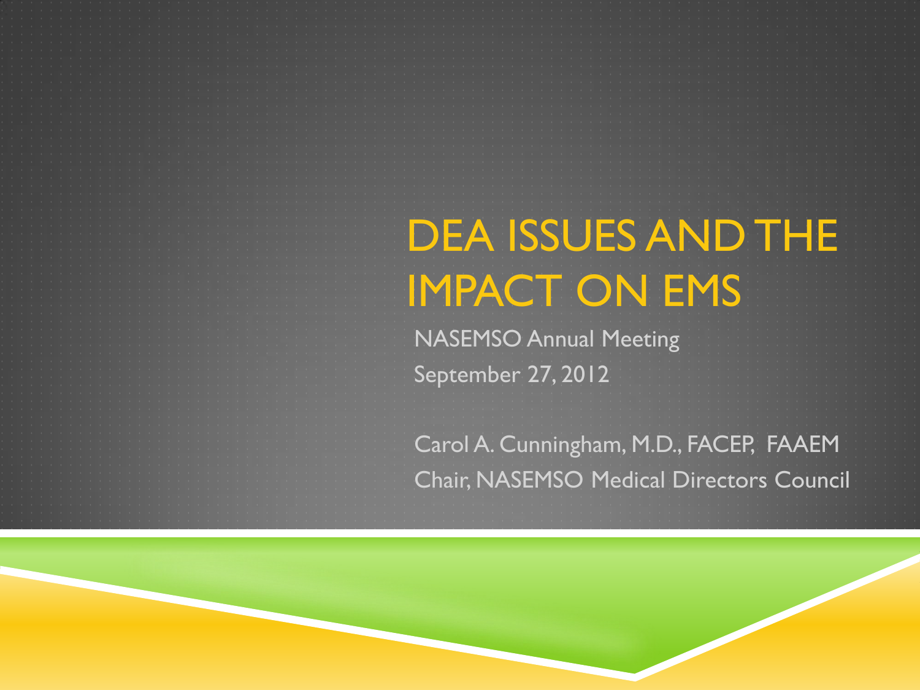# DEA ISSUES AND THE IMPACT ON EMS

NASEMSO Annual Meeting

September 27, 2012

Carol A. Cunningham, M.D., FACEP, FAAEM

Chair, NASEMSO Medical Directors Council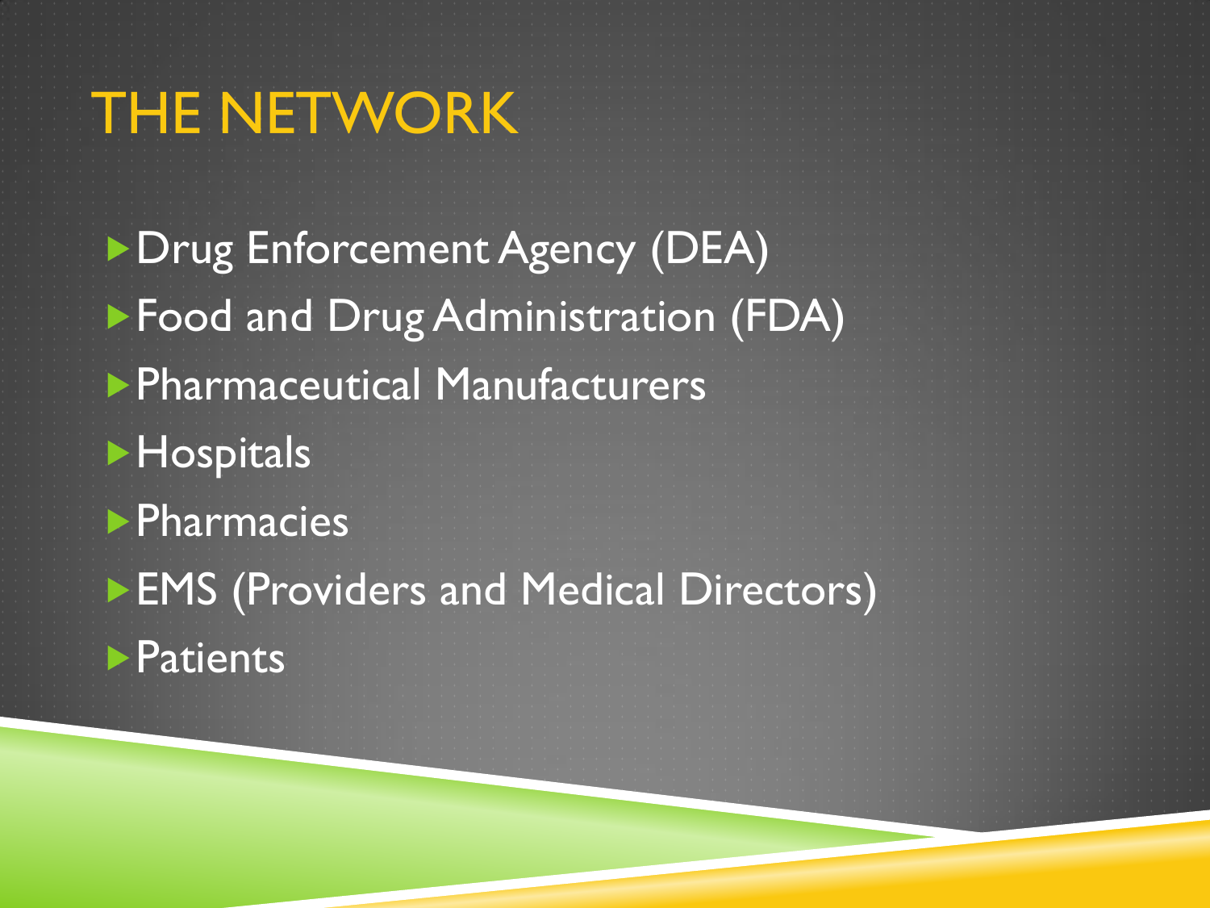# THE NETWORK

- Drug Enforcement Agency (DEA)
- Food and Drug Administration (FDA)
- Pharmaceutical Manufacturers
- Hospitals
- Pharmacies
- EMS (Providers and Medical Directors)
- Patients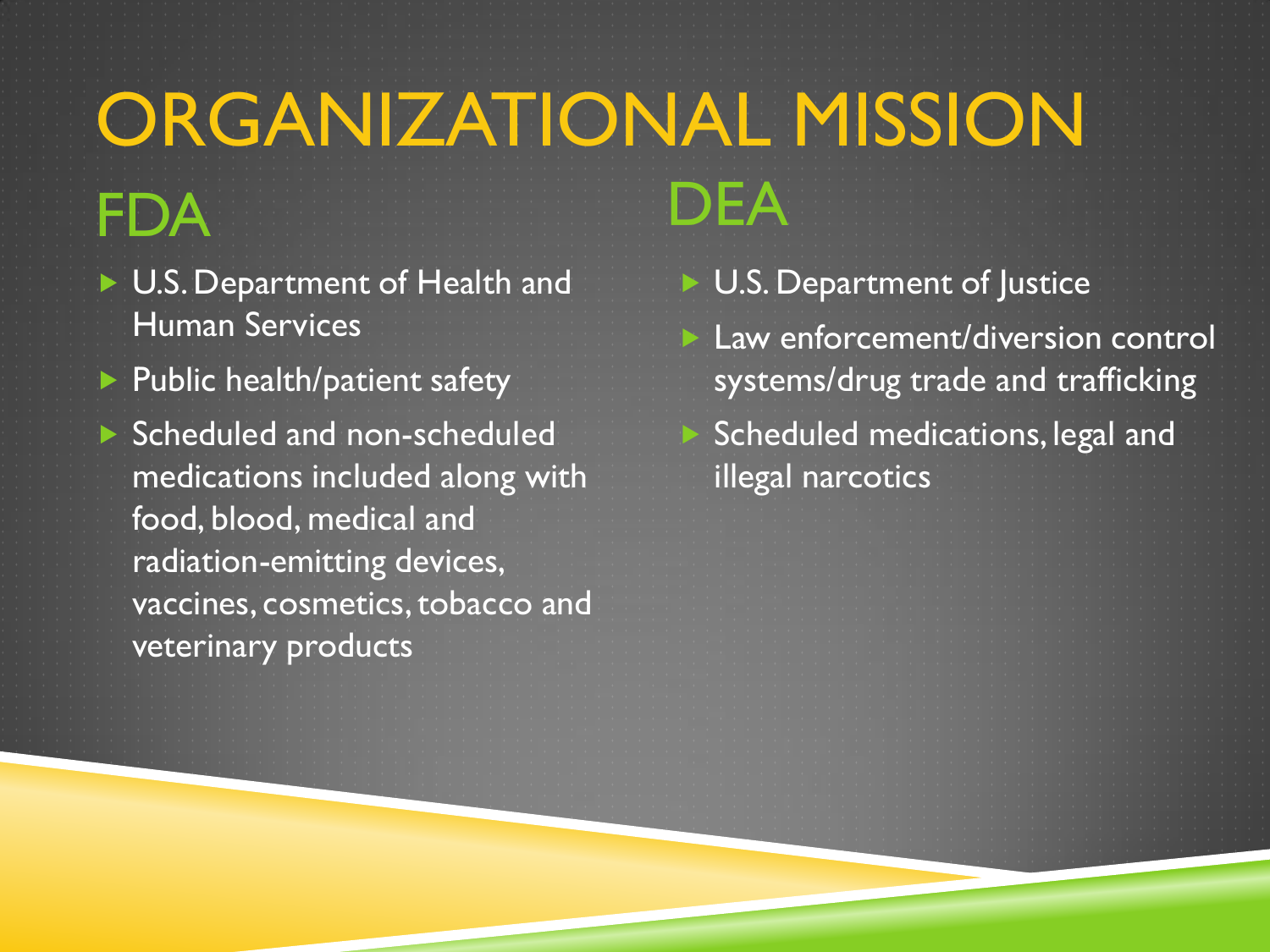# ORGANIZATIONAL MISSION

## FDA

- U.S. Department of Health and Human Services
- Public health/patient safety
- Scheduled and non-scheduled medications included along with food, blood, medical and radiation-emitting devices, vaccines, cosmetics, tobacco and veterinary products

## DEA

- U.S. Department of Justice
- Law enforcement/diversion control systems/drug trade and trafficking
- Scheduled medications, legal and illegal narcotics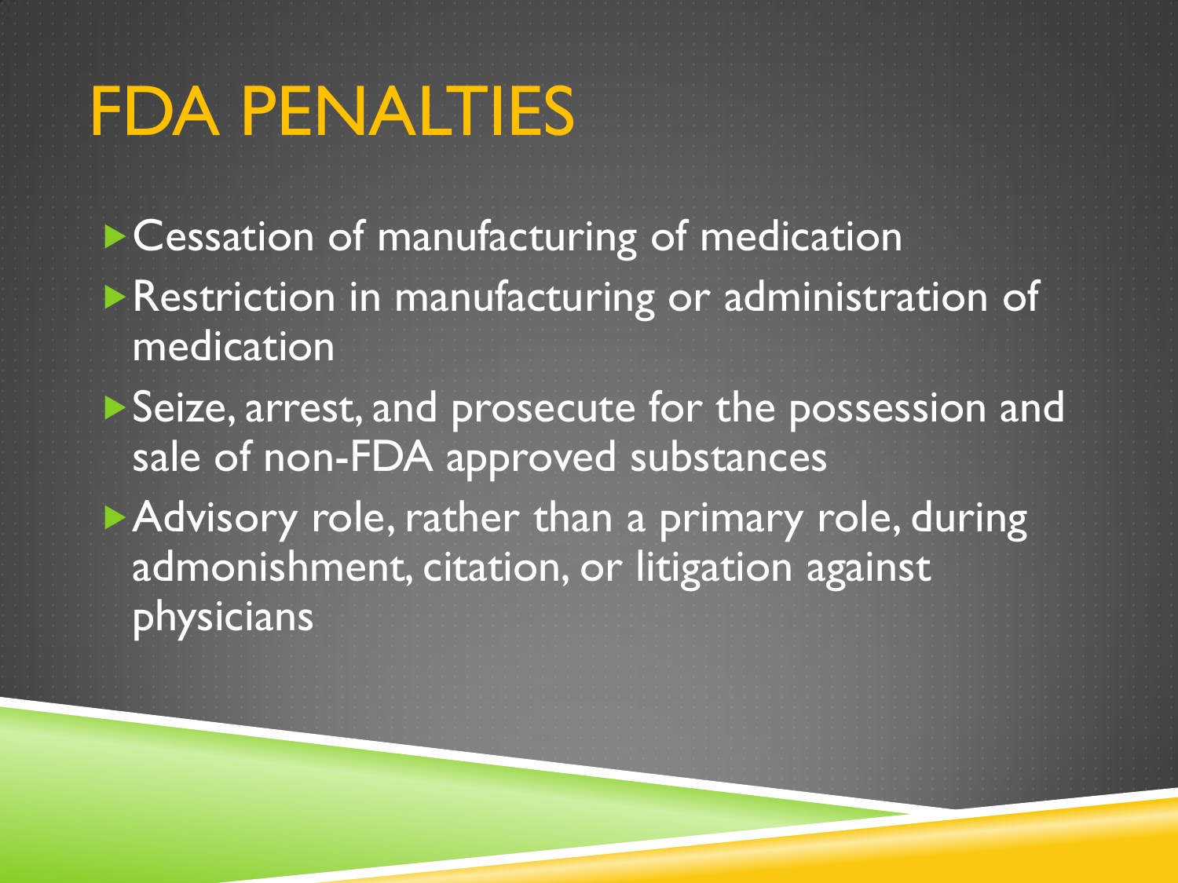# FDA PENALTIES

- Cessation of manufacturing of medication
- Restriction in manufacturing or administration of medication
- Seize, arrest, and prosecute for the possession and sale of non-FDA approved substances
- Advisory role, rather than a primary role, during admonishment, citation, or litigation against physicians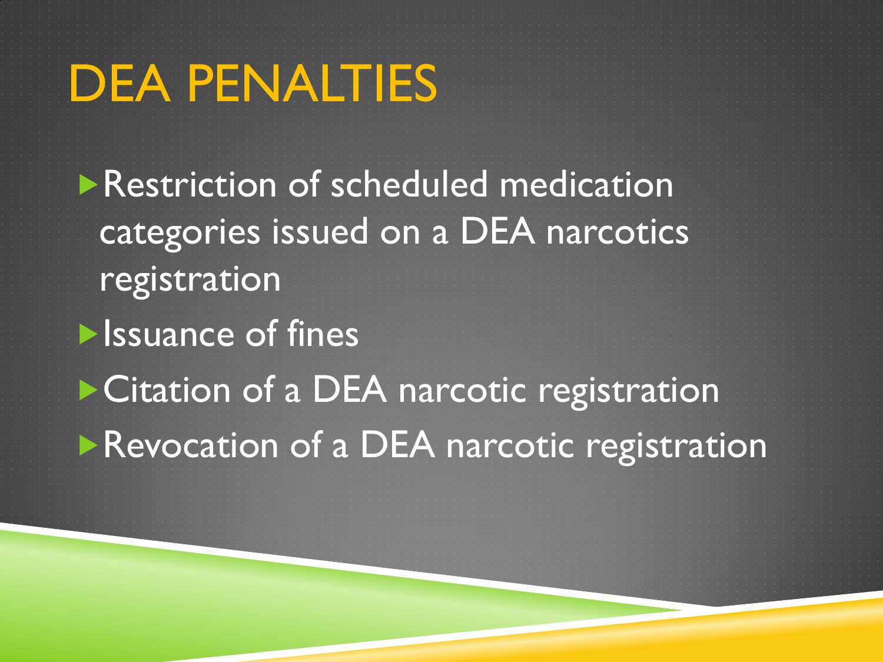# DEA PENALTIES

- Restriction of scheduled medication categories issued on a DEA narcotics registration
- Issuance of fines
- Citation of a DEA narcotic registration
- Revocation of a DEA narcotic registration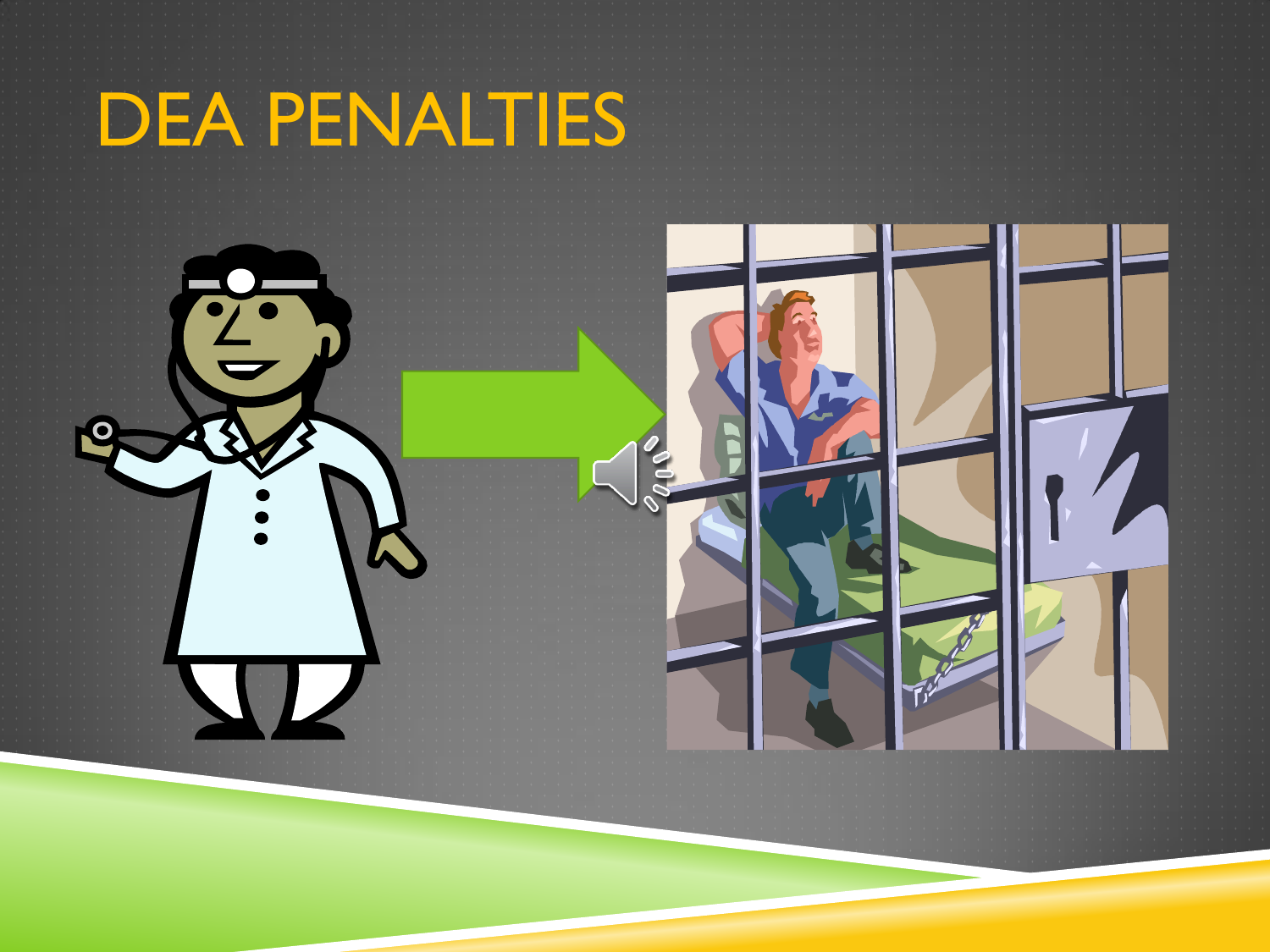# DEA PENALTIES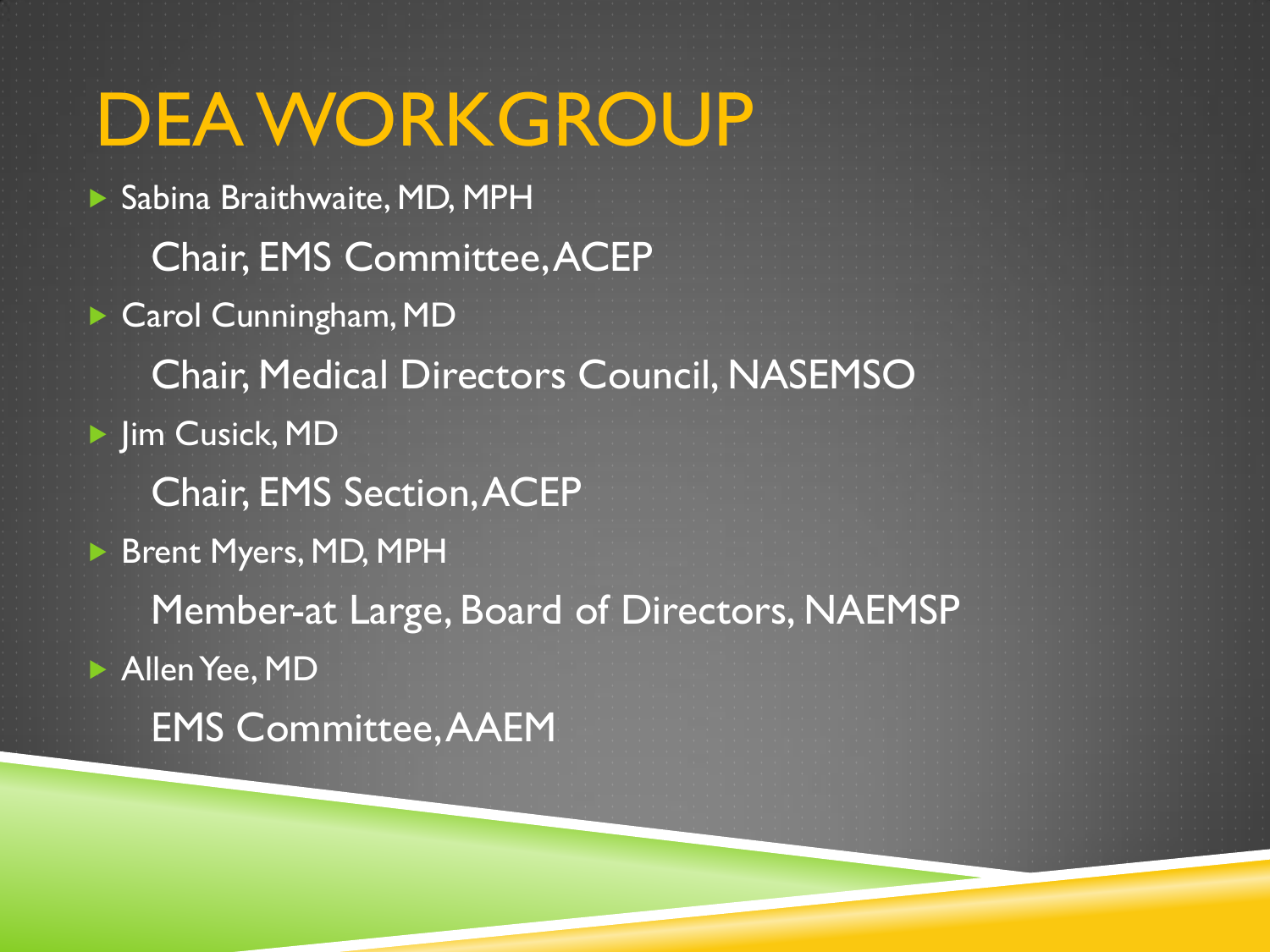# DEA WORKGROUP

- Sabina Braithwaite, MD, MPH

  Chair, EMS Committee, ACEP

- Carol Cunningham, MD

  Chair, Medical Directors Council, NASEMSO

- Jim Cusick, MD

  Chair, EMS Section, ACEP

- Brent Myers, MD, MPH

  Member-at Large, Board of Directors, NAEMSP

- Allen Yee, MD

  EMS Committee, AAEM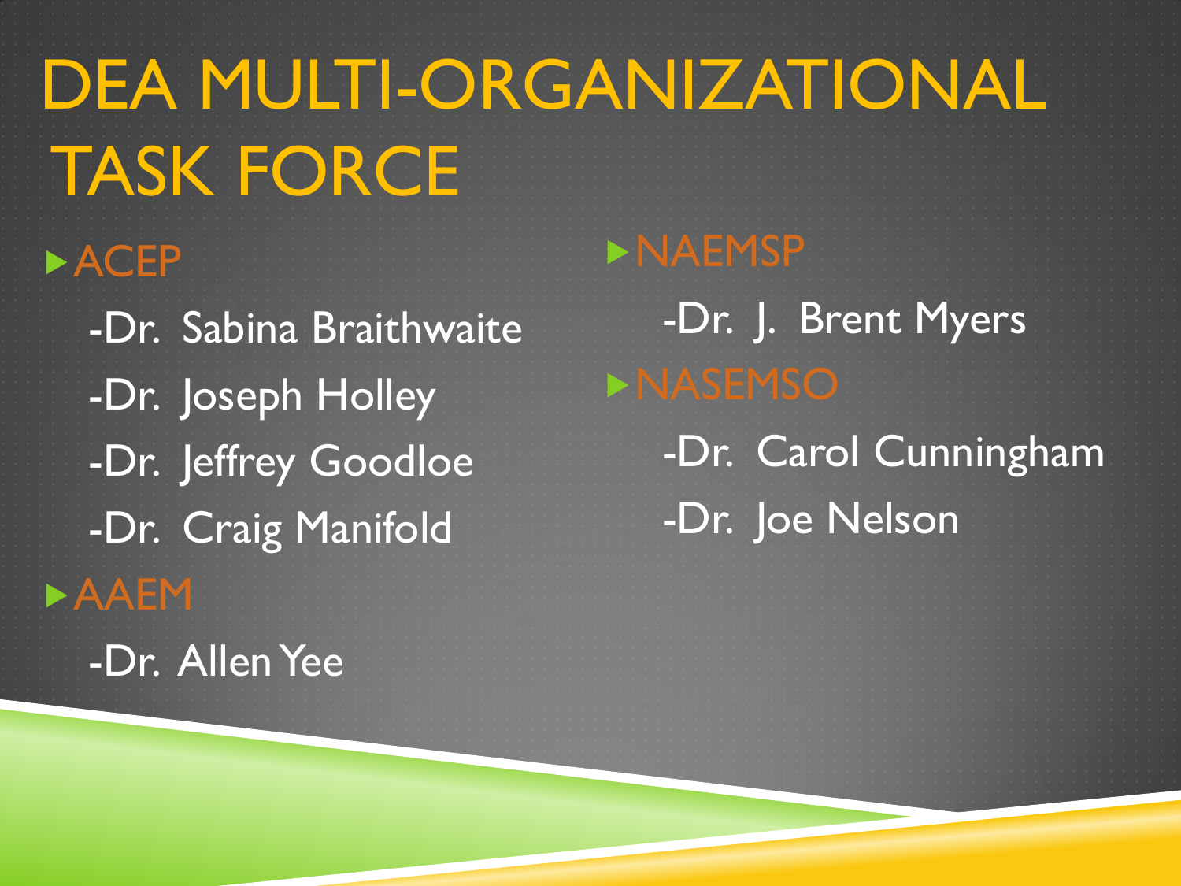# DEA MULTI-ORGANIZATIONAL TASK FORCE

- ACEP
  - -Dr. Sabina Braithwaite
  - -Dr. Joseph Holley
  - -Dr. Jeffrey Goodloe
  - -Dr. Craig Manifold
- AAEM
  - -Dr. Allen Yee
- NAEMSP
  - -Dr. J. Brent Myers
- NASEMSO
  - -Dr. Carol Cunningham
  - -Dr. Joe Nelson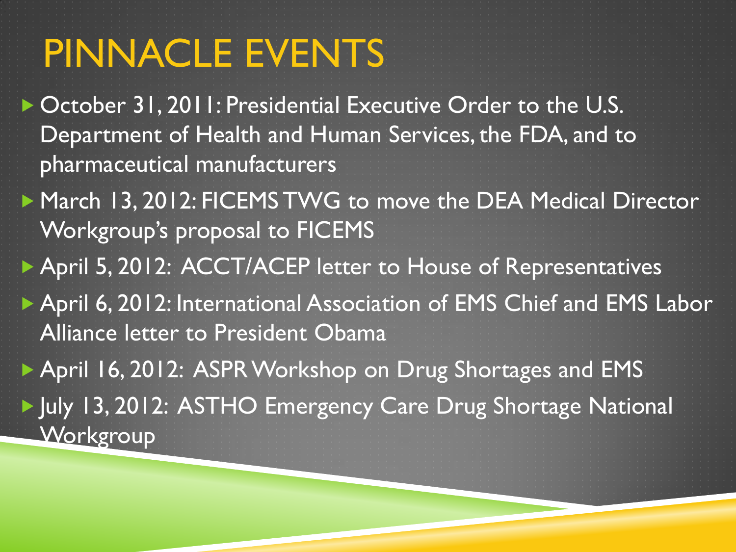# PINNACLE EVENTS

- October 31, 2011: Presidential Executive Order to the U.S. Department of Health and Human Services, the FDA, and to pharmaceutical manufacturers
- March 13, 2012: FICEMS TWG to move the DEA Medical Director Workgroup's proposal to FICEMS
- April 5, 2012: ACCT/ACEP letter to House of Representatives
- April 6, 2012: International Association of EMS Chief and EMS Labor Alliance letter to President Obama
- April 16, 2012: ASPR Workshop on Drug Shortages and EMS
- July 13, 2012: ASTHO Emergency Care Drug Shortage National Workgroup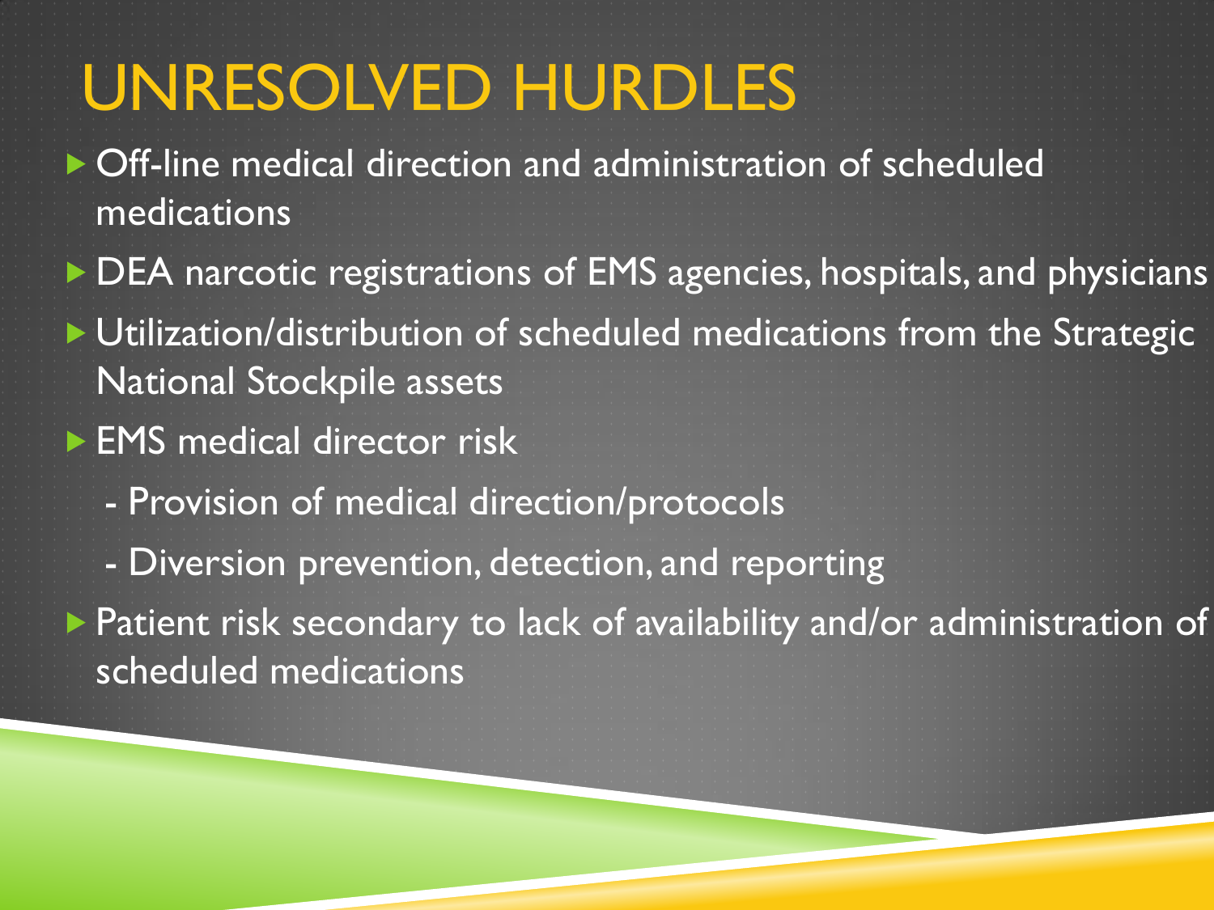# UNRESOLVED HURDLES

- Off-line medical direction and administration of scheduled medications
- DEA narcotic registrations of EMS agencies, hospitals, and physicians
- Utilization/distribution of scheduled medications from the Strategic National Stockpile assets
- EMS medical director risk
  - Provision of medical direction/protocols
  - Diversion prevention, detection, and reporting
- Patient risk secondary to lack of availability and/or administration of scheduled medications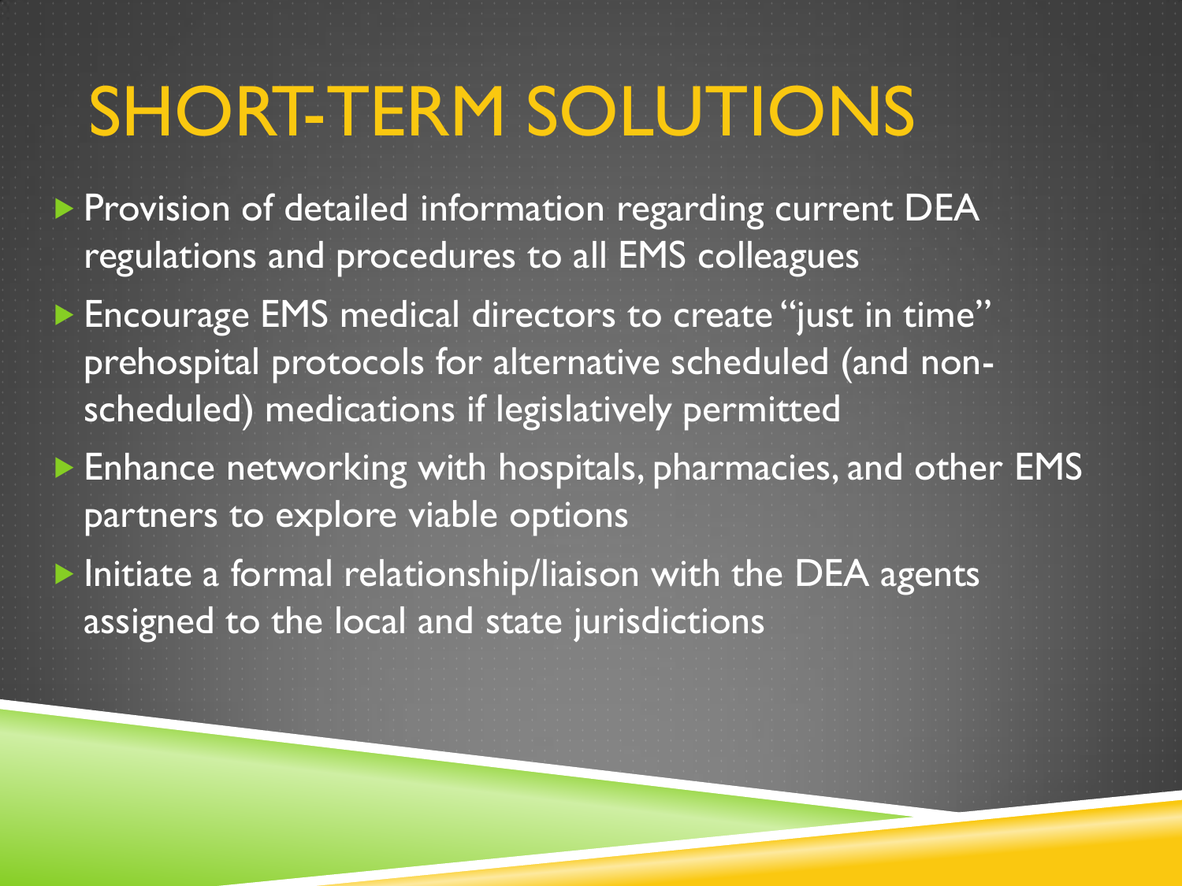# SHORT-TERM SOLUTIONS

- Provision of detailed information regarding current DEA regulations and procedures to all EMS colleagues
- Encourage EMS medical directors to create "just in time" prehospital protocols for alternative scheduled (and non-scheduled) medications if legislatively permitted
- Enhance networking with hospitals, pharmacies, and other EMS partners to explore viable options
- Initiate a formal relationship/liaison with the DEA agents assigned to the local and state jurisdictions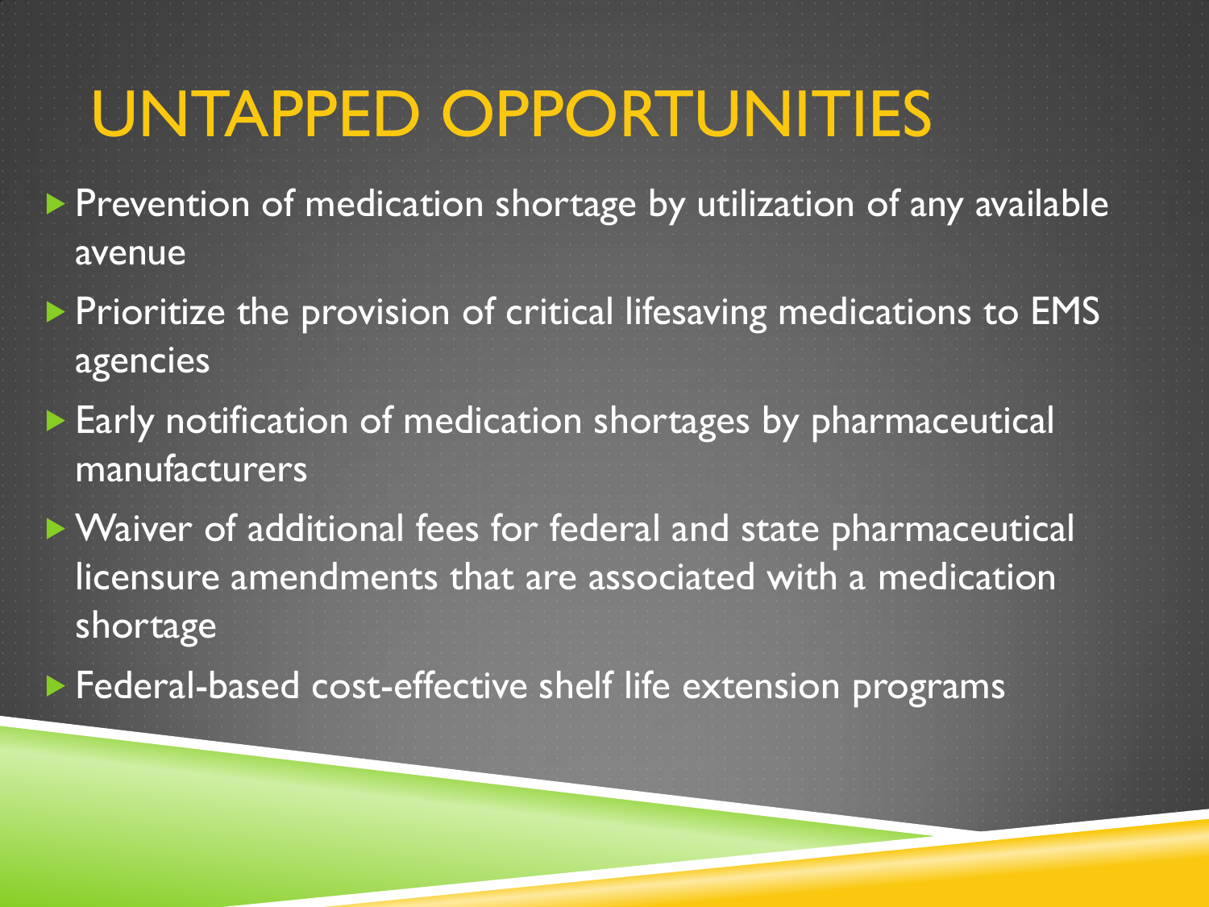# UNTAPPED OPPORTUNITIES

- Prevention of medication shortage by utilization of any available avenue
- Prioritize the provision of critical lifesaving medications to EMS agencies
- Early notification of medication shortages by pharmaceutical manufacturers
- Waiver of additional fees for federal and state pharmaceutical licensure amendments that are associated with a medication shortage
- Federal-based cost-effective shelf life extension programs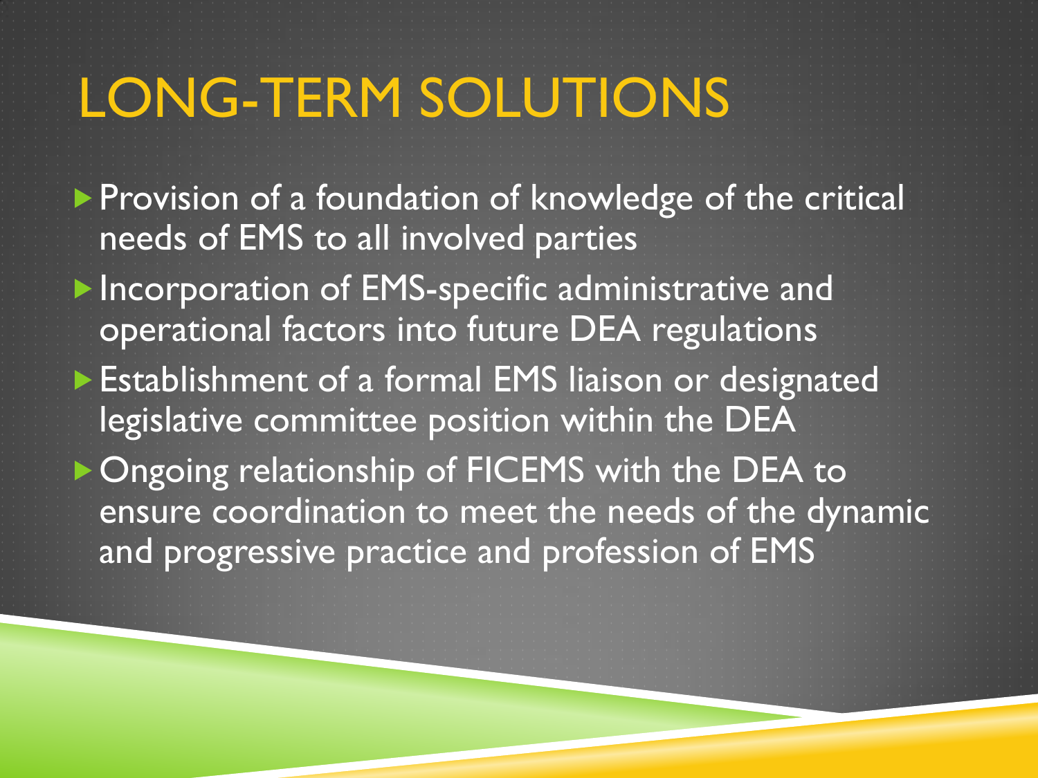# LONG-TERM SOLUTIONS

- Provision of a foundation of knowledge of the critical needs of EMS to all involved parties
- Incorporation of EMS-specific administrative and operational factors into future DEA regulations
- Establishment of a formal EMS liaison or designated legislative committee position within the DEA
- Ongoing relationship of FICEMS with the DEA to ensure coordination to meet the needs of the dynamic and progressive practice and profession of EMS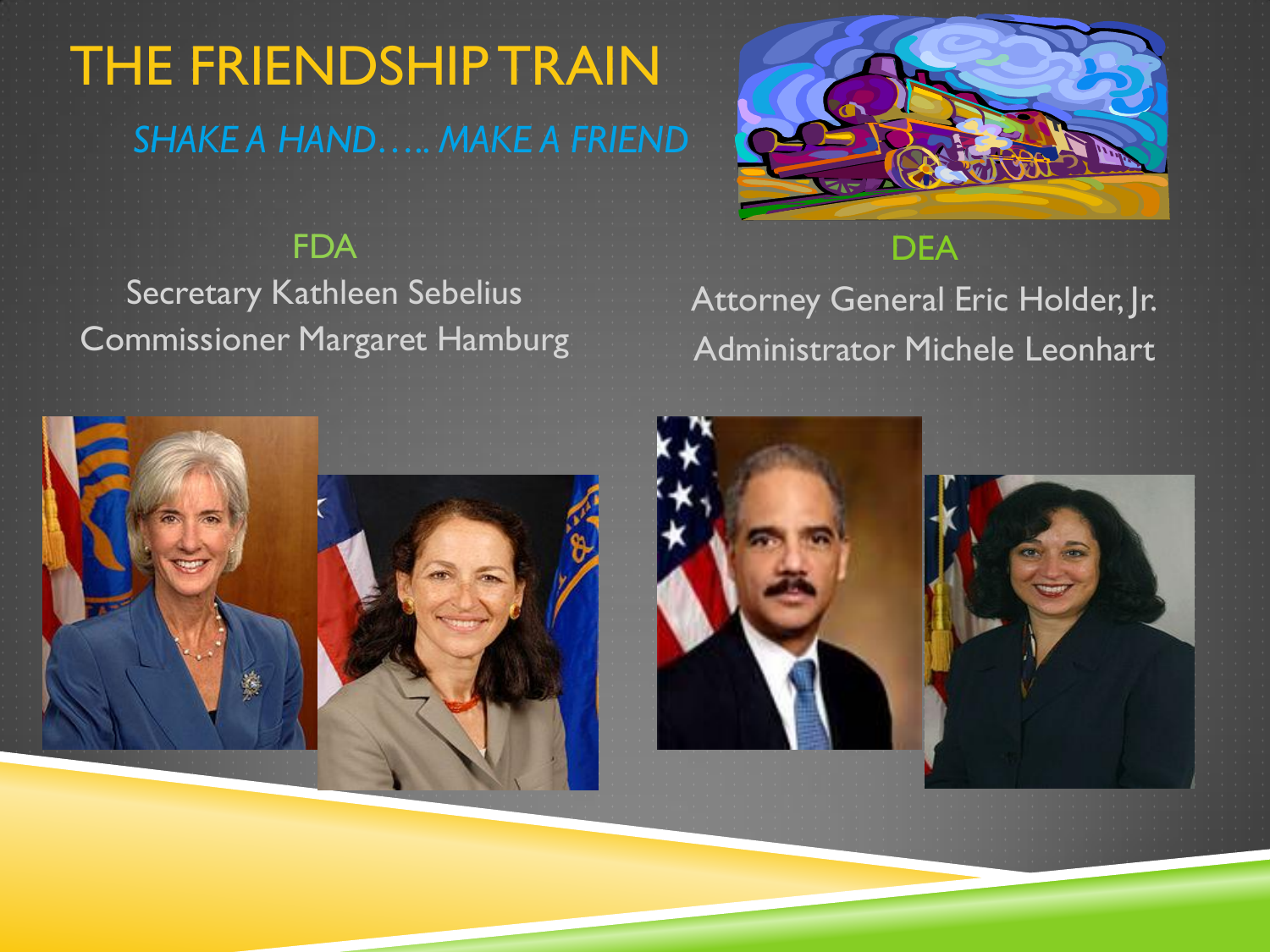# THE FRIENDSHIP TRAIN

*SHAKE A HAND….. MAKE A FRIEND*

FDA

Secretary Kathleen Sebelius

Commissioner Margaret Hamburg

DEA

Attorney General Eric Holder, Jr.

Administrator Michele Leonhart